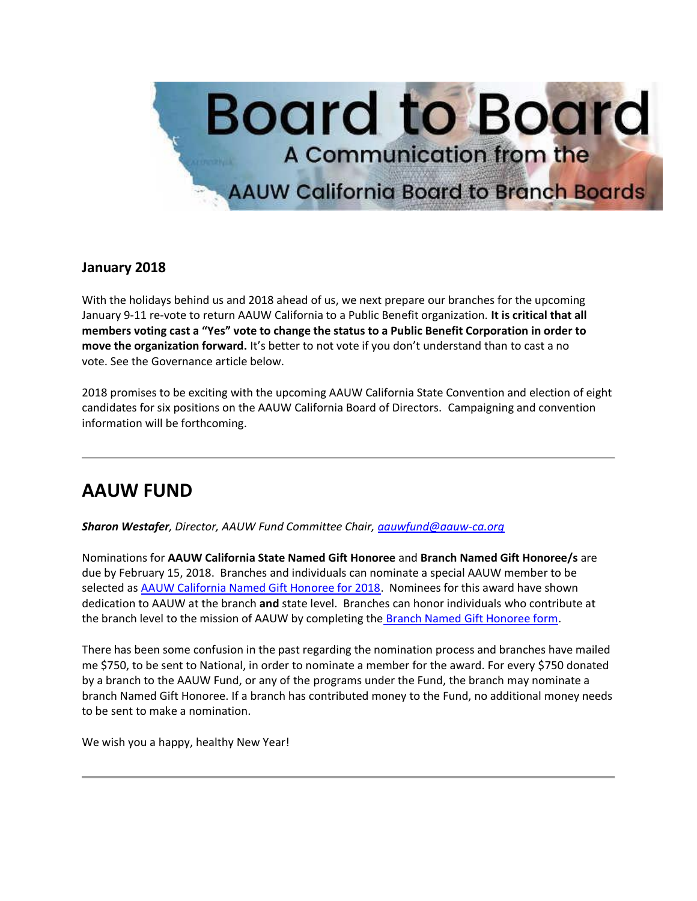# Board to Board

A Communication from the AAUW California Board to Branch Boards

### January 2018

With the holidays behind us and 2018 ahead of us, we next prepare our branches for the upcoming January 9-11 re-vote to return AAUW California to a Public Benefit organization. **It is critical that all members voting cast a "Yes" vote to change the status to a Public Benefit Corporation in order to move the organization forward.** It's better to not vote if you don't understand than to cast a no vote. See the Governance article below.

2018 promises to be exciting with the upcoming AAUW California State Convention and election of eight candidates for six positions on the AAUW California Board of Directors. Campaigning and convention information will be forthcoming.

---

## AAUW FUND

***Sharon Westafer**, Director, AAUW Fund Committee Chair, aauwfund@aauw-ca.org*

Nominations for **AAUW California State Named Gift Honoree** and **Branch Named Gift Honoree/s** are due by February 15, 2018. Branches and individuals can nominate a special AAUW member to be selected as AAUW California Named Gift Honoree for 2018. Nominees for this award have shown dedication to AAUW at the branch **and** state level. Branches can honor individuals who contribute at the branch level to the mission of AAUW by completing the Branch Named Gift Honoree form.

There has been some confusion in the past regarding the nomination process and branches have mailed me $750, to be sent to National, in order to nominate a member for the award. For every $750 donated by a branch to the AAUW Fund, or any of the programs under the Fund, the branch may nominate a branch Named Gift Honoree. If a branch has contributed money to the Fund, no additional money needs to be sent to make a nomination.

We wish you a happy, healthy New Year!

---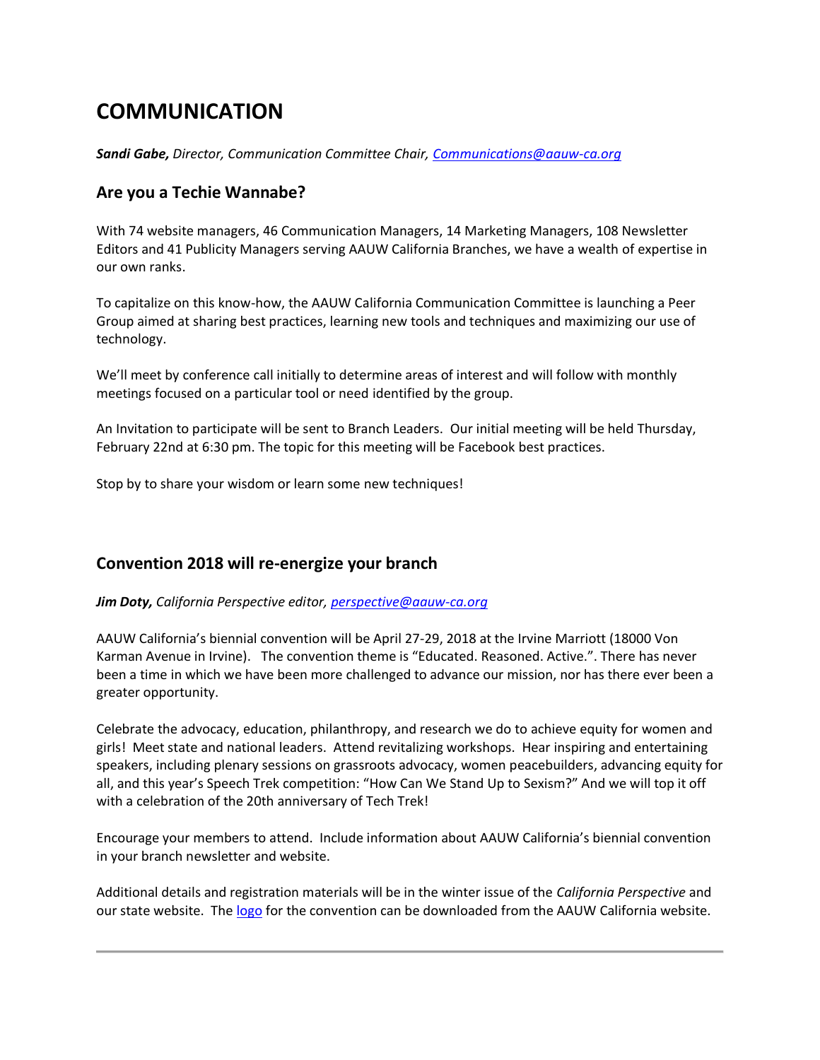# COMMUNICATION

***Sandi Gabe,*** *Director, Communication Committee Chair, [Communications@aauw-ca.org](mailto:Communications@aauw-ca.org)*

## Are you a Techie Wannabe?

With 74 website managers, 46 Communication Managers, 14 Marketing Managers, 108 Newsletter Editors and 41 Publicity Managers serving AAUW California Branches, we have a wealth of expertise in our own ranks.

To capitalize on this know-how, the AAUW California Communication Committee is launching a Peer Group aimed at sharing best practices, learning new tools and techniques and maximizing our use of technology.

We'll meet by conference call initially to determine areas of interest and will follow with monthly meetings focused on a particular tool or need identified by the group.

An Invitation to participate will be sent to Branch Leaders. Our initial meeting will be held Thursday, February 22nd at 6:30 pm. The topic for this meeting will be Facebook best practices.

Stop by to share your wisdom or learn some new techniques!

## Convention 2018 will re-energize your branch

***Jim Doty,*** *California Perspective editor, [perspective@aauw-ca.org](mailto:perspective@aauw-ca.org)*

AAUW California's biennial convention will be April 27-29, 2018 at the Irvine Marriott (18000 Von Karman Avenue in Irvine). The convention theme is "Educated. Reasoned. Active.". There has never been a time in which we have been more challenged to advance our mission, nor has there ever been a greater opportunity.

Celebrate the advocacy, education, philanthropy, and research we do to achieve equity for women and girls! Meet state and national leaders. Attend revitalizing workshops. Hear inspiring and entertaining speakers, including plenary sessions on grassroots advocacy, women peacebuilders, advancing equity for all, and this year's Speech Trek competition: "How Can We Stand Up to Sexism?" And we will top it off with a celebration of the 20th anniversary of Tech Trek!

Encourage your members to attend. Include information about AAUW California's biennial convention in your branch newsletter and website.

Additional details and registration materials will be in the winter issue of the *California Perspective* and our state website. The logo for the convention can be downloaded from the AAUW California website.

---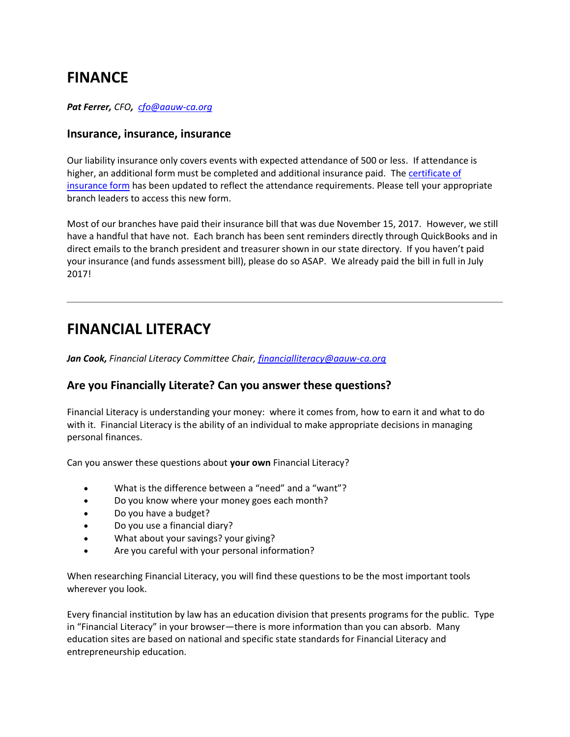# FINANCE

***Pat Ferrer,** CFO, [cfo@aauw-ca.org](mailto:cfo@aauw-ca.org)*

## Insurance, insurance, insurance

Our liability insurance only covers events with expected attendance of 500 or less. If attendance is higher, an additional form must be completed and additional insurance paid. The certificate of insurance form has been updated to reflect the attendance requirements. Please tell your appropriate branch leaders to access this new form.

Most of our branches have paid their insurance bill that was due November 15, 2017. However, we still have a handful that have not. Each branch has been sent reminders directly through QuickBooks and in direct emails to the branch president and treasurer shown in our state directory. If you haven't paid your insurance (and funds assessment bill), please do so ASAP. We already paid the bill in full in July 2017!

---

# FINANCIAL LITERACY

***Jan Cook,** Financial Literacy Committee Chair, [financialliteracy@aauw-ca.org](mailto:financialliteracy@aauw-ca.org)*

## Are you Financially Literate? Can you answer these questions?

Financial Literacy is understanding your money: where it comes from, how to earn it and what to do with it. Financial Literacy is the ability of an individual to make appropriate decisions in managing personal finances.

Can you answer these questions about **your own** Financial Literacy?

- What is the difference between a "need" and a "want"?
- Do you know where your money goes each month?
- Do you have a budget?
- Do you use a financial diary?
- What about your savings? your giving?
- Are you careful with your personal information?

When researching Financial Literacy, you will find these questions to be the most important tools wherever you look.

Every financial institution by law has an education division that presents programs for the public. Type in "Financial Literacy" in your browser—there is more information than you can absorb. Many education sites are based on national and specific state standards for Financial Literacy and entrepreneurship education.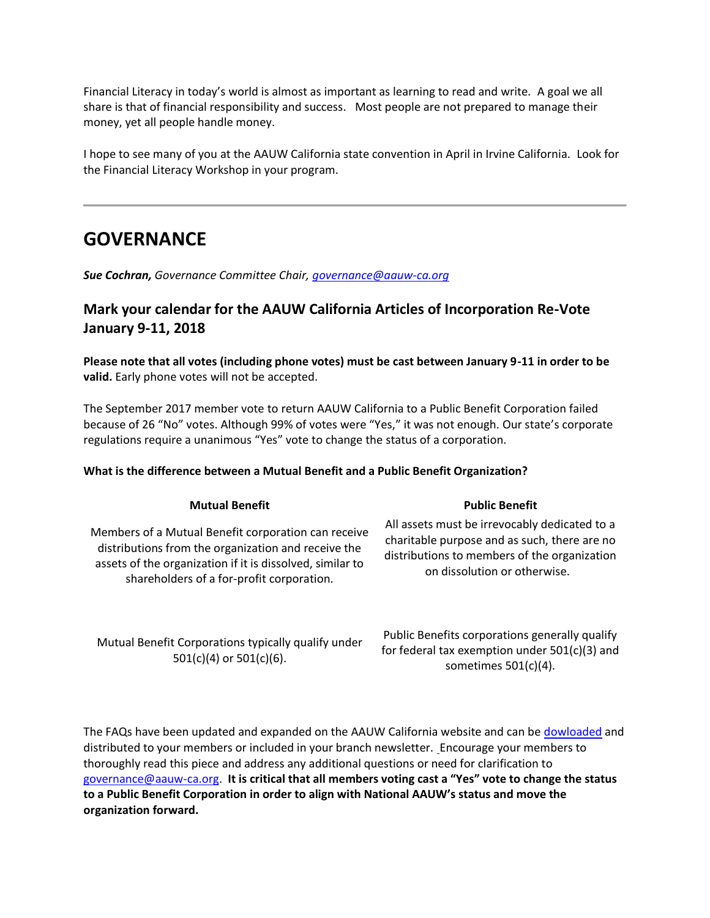Financial Literacy in today's world is almost as important as learning to read and write. A goal we all share is that of financial responsibility and success. Most people are not prepared to manage their money, yet all people handle money.

I hope to see many of you at the AAUW California state convention in April in Irvine California. Look for the Financial Literacy Workshop in your program.

---

# GOVERNANCE

***Sue Cochran,*** *Governance Committee Chair, governance@aauw-ca.org*

## Mark your calendar for the AAUW California Articles of Incorporation Re-Vote January 9-11, 2018

**Please note that all votes (including phone votes) must be cast between January 9-11 in order to be valid.** Early phone votes will not be accepted.

The September 2017 member vote to return AAUW California to a Public Benefit Corporation failed because of 26 "No" votes. Although 99% of votes were "Yes," it was not enough. Our state's corporate regulations require a unanimous "Yes" vote to change the status of a corporation.

**What is the difference between a Mutual Benefit and a Public Benefit Organization?**

| Mutual Benefit | Public Benefit |
|---|---|
| Members of a Mutual Benefit corporation can receive distributions from the organization and receive the assets of the organization if it is dissolved, similar to shareholders of a for-profit corporation. | All assets must be irrevocably dedicated to a charitable purpose and as such, there are no distributions to members of the organization on dissolution or otherwise. |
| Mutual Benefit Corporations typically qualify under 501(c)(4) or 501(c)(6). | Public Benefits corporations generally qualify for federal tax exemption under 501(c)(3) and sometimes 501(c)(4). |

The FAQs have been updated and expanded on the AAUW California website and can be dowloaded and distributed to your members or included in your branch newsletter. Encourage your members to thoroughly read this piece and address any additional questions or need for clarification to governance@aauw-ca.org. **It is critical that all members voting cast a "Yes" vote to change the status to a Public Benefit Corporation in order to align with National AAUW's status and move the organization forward.**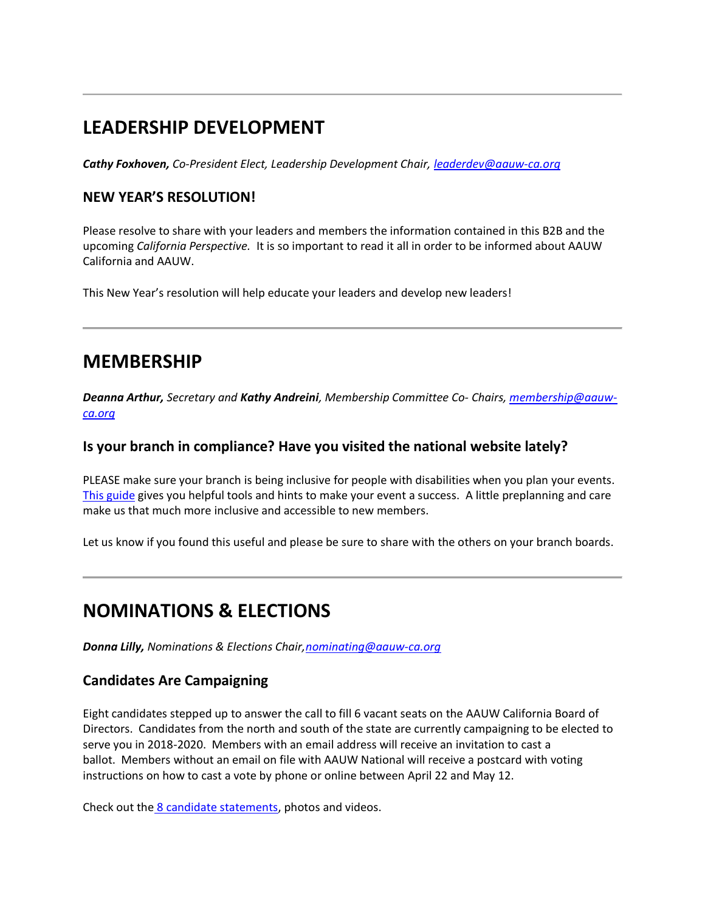---

## LEADERSHIP DEVELOPMENT

***Cathy Foxhoven,*** *Co-President Elect, Leadership Development Chair,* *leaderdev@aauw-ca.org*

### NEW YEAR'S RESOLUTION!

Please resolve to share with your leaders and members the information contained in this B2B and the upcoming *California Perspective*. It is so important to read it all in order to be informed about AAUW California and AAUW.

This New Year's resolution will help educate your leaders and develop new leaders!

---

## MEMBERSHIP

***Deanna Arthur,*** *Secretary and* ***Kathy Andreini****, Membership Committee Co- Chairs,* *membership@aauw-ca.org*

### Is your branch in compliance? Have you visited the national website lately?

PLEASE make sure your branch is being inclusive for people with disabilities when you plan your events. This guide gives you helpful tools and hints to make your event a success. A little preplanning and care make us that much more inclusive and accessible to new members.

Let us know if you found this useful and please be sure to share with the others on your branch boards.

---

## NOMINATIONS & ELECTIONS

***Donna Lilly,*** *Nominations & Elections Chair,* *nominating@aauw-ca.org*

### Candidates Are Campaigning

Eight candidates stepped up to answer the call to fill 6 vacant seats on the AAUW California Board of Directors. Candidates from the north and south of the state are currently campaigning to be elected to serve you in 2018-2020. Members with an email address will receive an invitation to cast a ballot. Members without an email on file with AAUW National will receive a postcard with voting instructions on how to cast a vote by phone or online between April 22 and May 12.

Check out the 8 candidate statements, photos and videos.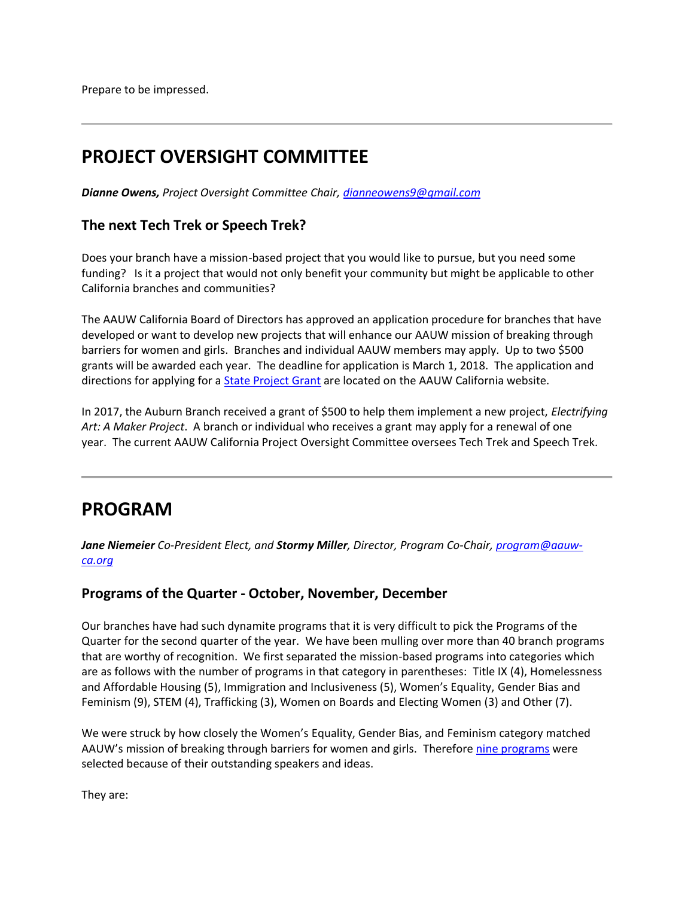Prepare to be impressed.

---

# PROJECT OVERSIGHT COMMITTEE

***Dianne Owens,*** *Project Oversight Committee Chair, [dianneowens9@gmail.com](mailto:dianneowens9@gmail.com)*

### The next Tech Trek or Speech Trek?

Does your branch have a mission-based project that you would like to pursue, but you need some funding? Is it a project that would not only benefit your community but might be applicable to other California branches and communities?

The AAUW California Board of Directors has approved an application procedure for branches that have developed or want to develop new projects that will enhance our AAUW mission of breaking through barriers for women and girls. Branches and individual AAUW members may apply. Up to two $500 grants will be awarded each year. The deadline for application is March 1, 2018. The application and directions for applying for a [State Project Grant](#) are located on the AAUW California website.

In 2017, the Auburn Branch received a grant of $500 to help them implement a new project, *Electrifying Art: A Maker Project*. A branch or individual who receives a grant may apply for a renewal of one year. The current AAUW California Project Oversight Committee oversees Tech Trek and Speech Trek.

---

# PROGRAM

***Jane Niemeier*** *Co-President Elect, and* ***Stormy Miller****, Director, Program Co-Chair, [program@aauw-ca.org](mailto:program@aauw-ca.org)*

### Programs of the Quarter - October, November, December

Our branches have had such dynamite programs that it is very difficult to pick the Programs of the Quarter for the second quarter of the year. We have been mulling over more than 40 branch programs that are worthy of recognition. We first separated the mission-based programs into categories which are as follows with the number of programs in that category in parentheses: Title IX (4), Homelessness and Affordable Housing (5), Immigration and Inclusiveness (5), Women's Equality, Gender Bias and Feminism (9), STEM (4), Trafficking (3), Women on Boards and Electing Women (3) and Other (7).

We were struck by how closely the Women's Equality, Gender Bias, and Feminism category matched AAUW's mission of breaking through barriers for women and girls. Therefore [nine programs](#) were selected because of their outstanding speakers and ideas.

They are: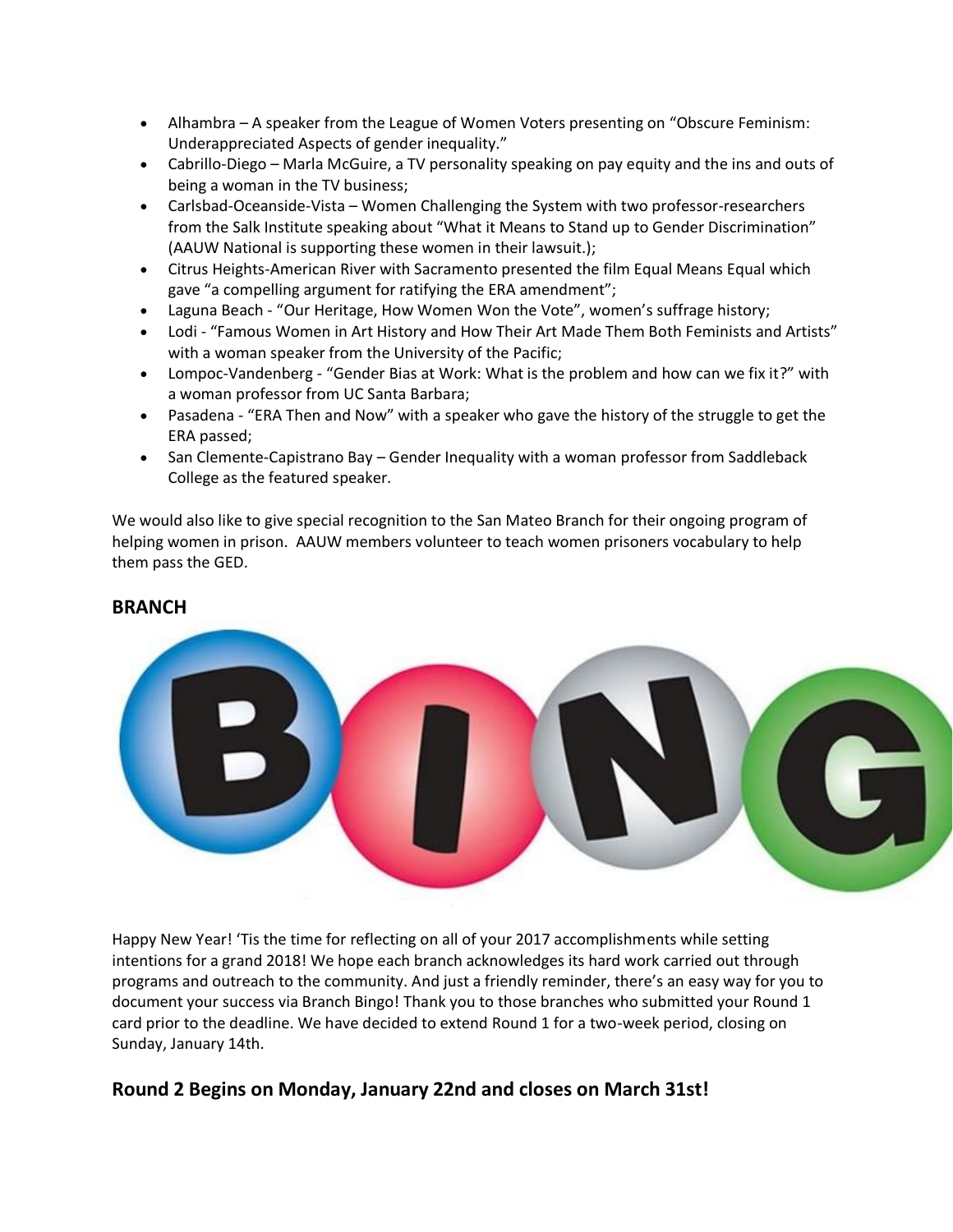- Alhambra – A speaker from the League of Women Voters presenting on "Obscure Feminism: Underappreciated Aspects of gender inequality."
- Cabrillo-Diego – Marla McGuire, a TV personality speaking on pay equity and the ins and outs of being a woman in the TV business;
- Carlsbad-Oceanside-Vista – Women Challenging the System with two professor-researchers from the Salk Institute speaking about "What it Means to Stand up to Gender Discrimination" (AAUW National is supporting these women in their lawsuit.);
- Citrus Heights-American River with Sacramento presented the film Equal Means Equal which gave "a compelling argument for ratifying the ERA amendment";
- Laguna Beach - "Our Heritage, How Women Won the Vote", women's suffrage history;
- Lodi - "Famous Women in Art History and How Their Art Made Them Both Feminists and Artists" with a woman speaker from the University of the Pacific;
- Lompoc-Vandenberg - "Gender Bias at Work: What is the problem and how can we fix it?" with a woman professor from UC Santa Barbara;
- Pasadena - "ERA Then and Now" with a speaker who gave the history of the struggle to get the ERA passed;
- San Clemente-Capistrano Bay – Gender Inequality with a woman professor from Saddleback College as the featured speaker.

We would also like to give special recognition to the San Mateo Branch for their ongoing program of helping women in prison. AAUW members volunteer to teach women prisoners vocabulary to help them pass the GED.

## BRANCH BINGO

Happy New Year! 'Tis the time for reflecting on all of your 2017 accomplishments while setting intentions for a grand 2018! We hope each branch acknowledges its hard work carried out through programs and outreach to the community. And just a friendly reminder, there's an easy way for you to document your success via Branch Bingo! Thank you to those branches who submitted your Round 1 card prior to the deadline. We have decided to extend Round 1 for a two-week period, closing on Sunday, January 14th.

## Round 2 Begins on Monday, January 22nd and closes on March 31st!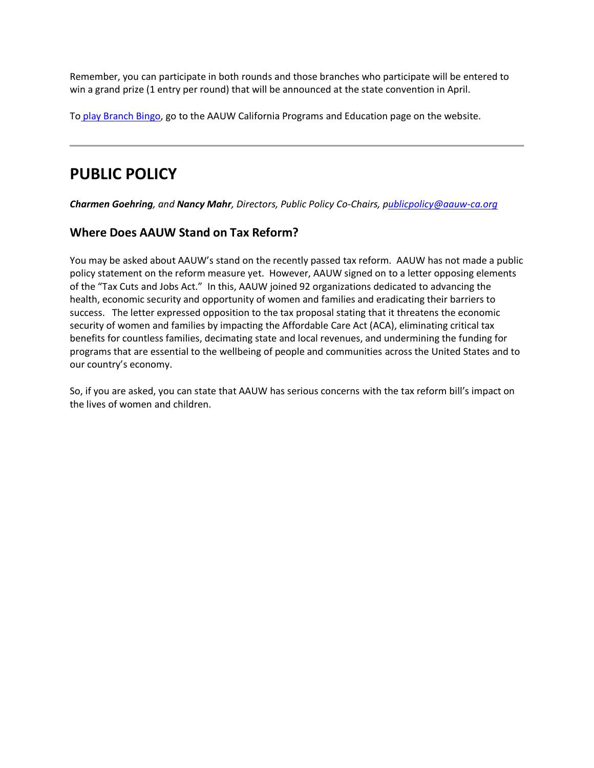Remember, you can participate in both rounds and those branches who participate will be entered to win a grand prize (1 entry per round) that will be announced at the state convention in April.

To play Branch Bingo, go to the AAUW California Programs and Education page on the website.

---

# PUBLIC POLICY

***Charmen Goehring**, and **Nancy Mahr**, Directors, Public Policy Co-Chairs, publicpolicy@aauw-ca.org*

## Where Does AAUW Stand on Tax Reform?

You may be asked about AAUW's stand on the recently passed tax reform. AAUW has not made a public policy statement on the reform measure yet. However, AAUW signed on to a letter opposing elements of the "Tax Cuts and Jobs Act." In this, AAUW joined 92 organizations dedicated to advancing the health, economic security and opportunity of women and families and eradicating their barriers to success. The letter expressed opposition to the tax proposal stating that it threatens the economic security of women and families by impacting the Affordable Care Act (ACA), eliminating critical tax benefits for countless families, decimating state and local revenues, and undermining the funding for programs that are essential to the wellbeing of people and communities across the United States and to our country's economy.

So, if you are asked, you can state that AAUW has serious concerns with the tax reform bill's impact on the lives of women and children.